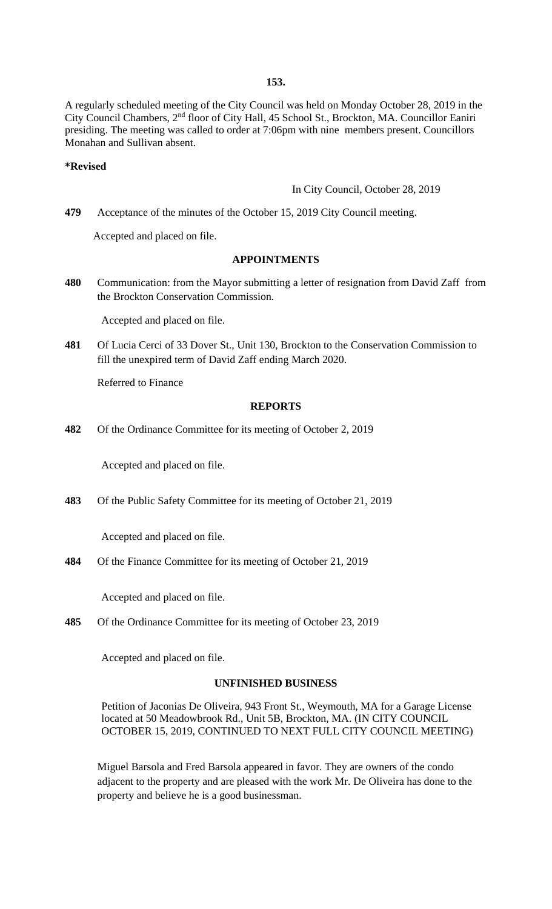A regularly scheduled meeting of the City Council was held on Monday October 28, 2019 in the City Council Chambers, 2nd floor of City Hall, 45 School St., Brockton, MA. Councillor Eaniri presiding. The meeting was called to order at 7:06pm with nine members present. Councillors Monahan and Sullivan absent.

**\*Revised**

In City Council, October 28, 2019

**479** Acceptance of the minutes of the October 15, 2019 City Council meeting.

Accepted and placed on file.

## APPOINTMENTS

**480** Communication: from the Mayor submitting a letter of resignation from David Zaff from the Brockton Conservation Commission.

Accepted and placed on file.

**481** Of Lucia Cerci of 33 Dover St., Unit 130, Brockton to the Conservation Commission to fill the unexpired term of David Zaff ending March 2020.

Referred to Finance

## REPORTS

**482** Of the Ordinance Committee for its meeting of October 2, 2019

Accepted and placed on file.

**483** Of the Public Safety Committee for its meeting of October 21, 2019

Accepted and placed on file.

**484** Of the Finance Committee for its meeting of October 21, 2019

Accepted and placed on file.

**485** Of the Ordinance Committee for its meeting of October 23, 2019

Accepted and placed on file.

## UNFINISHED BUSINESS

Petition of Jaconias De Oliveira, 943 Front St., Weymouth, MA for a Garage License located at 50 Meadowbrook Rd., Unit 5B, Brockton, MA. (IN CITY COUNCIL OCTOBER 15, 2019, CONTINUED TO NEXT FULL CITY COUNCIL MEETING)

Miguel Barsola and Fred Barsola appeared in favor. They are owners of the condo adjacent to the property and are pleased with the work Mr. De Oliveira has done to the property and believe he is a good businessman.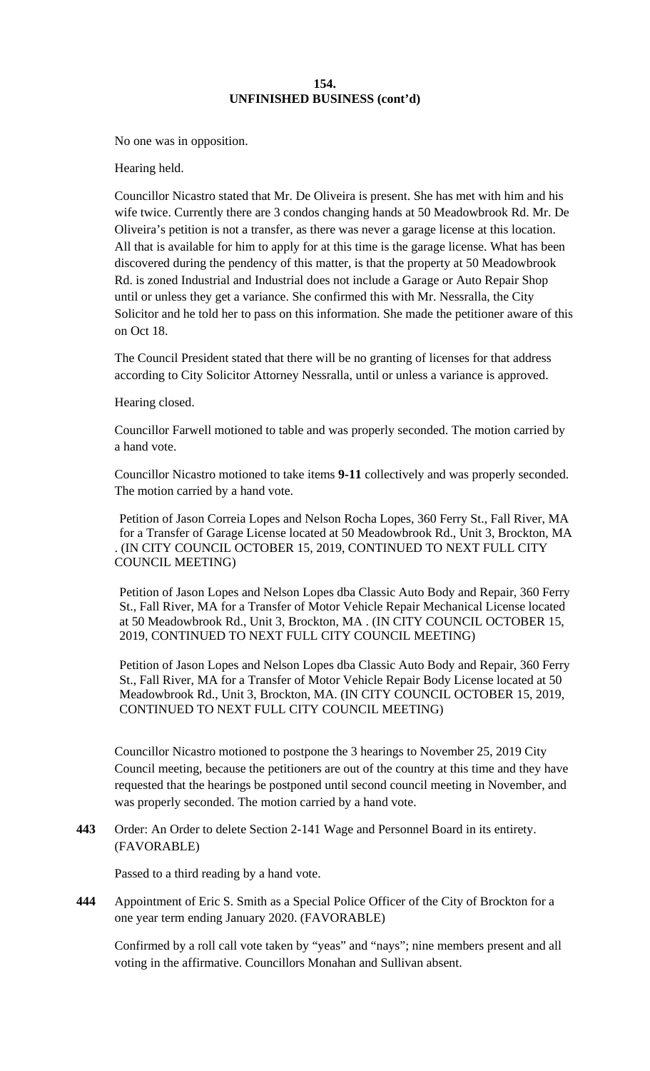**154.**
**UNFINISHED BUSINESS (cont'd)**

No one was in opposition.

Hearing held.

Councillor Nicastro stated that Mr. De Oliveira is present. She has met with him and his wife twice. Currently there are 3 condos changing hands at 50 Meadowbrook Rd. Mr. De Oliveira's petition is not a transfer, as there was never a garage license at this location. All that is available for him to apply for at this time is the garage license. What has been discovered during the pendency of this matter, is that the property at 50 Meadowbrook Rd. is zoned Industrial and Industrial does not include a Garage or Auto Repair Shop until or unless they get a variance. She confirmed this with Mr. Nessralla, the City Solicitor and he told her to pass on this information. She made the petitioner aware of this on Oct 18.

The Council President stated that there will be no granting of licenses for that address according to City Solicitor Attorney Nessralla, until or unless a variance is approved.

Hearing closed.

Councillor Farwell motioned to table and was properly seconded. The motion carried by a hand vote.

Councillor Nicastro motioned to take items **9-11** collectively and was properly seconded. The motion carried by a hand vote.

Petition of Jason Correia Lopes and Nelson Rocha Lopes, 360 Ferry St., Fall River, MA for a Transfer of Garage License located at 50 Meadowbrook Rd., Unit 3, Brockton, MA . (IN CITY COUNCIL OCTOBER 15, 2019, CONTINUED TO NEXT FULL CITY COUNCIL MEETING)

Petition of Jason Lopes and Nelson Lopes dba Classic Auto Body and Repair, 360 Ferry St., Fall River, MA for a Transfer of Motor Vehicle Repair Mechanical License located at 50 Meadowbrook Rd., Unit 3, Brockton, MA . (IN CITY COUNCIL OCTOBER 15, 2019, CONTINUED TO NEXT FULL CITY COUNCIL MEETING)

Petition of Jason Lopes and Nelson Lopes dba Classic Auto Body and Repair, 360 Ferry St., Fall River, MA for a Transfer of Motor Vehicle Repair Body License located at 50 Meadowbrook Rd., Unit 3, Brockton, MA. (IN CITY COUNCIL OCTOBER 15, 2019, CONTINUED TO NEXT FULL CITY COUNCIL MEETING)

Councillor Nicastro motioned to postpone the 3 hearings to November 25, 2019 City Council meeting, because the petitioners are out of the country at this time and they have requested that the hearings be postponed until second council meeting in November, and was properly seconded. The motion carried by a hand vote.

**443** Order: An Order to delete Section 2-141 Wage and Personnel Board in its entirety. (FAVORABLE)

Passed to a third reading by a hand vote.

**444** Appointment of Eric S. Smith as a Special Police Officer of the City of Brockton for a one year term ending January 2020. (FAVORABLE)

Confirmed by a roll call vote taken by "yeas" and "nays"; nine members present and all voting in the affirmative. Councillors Monahan and Sullivan absent.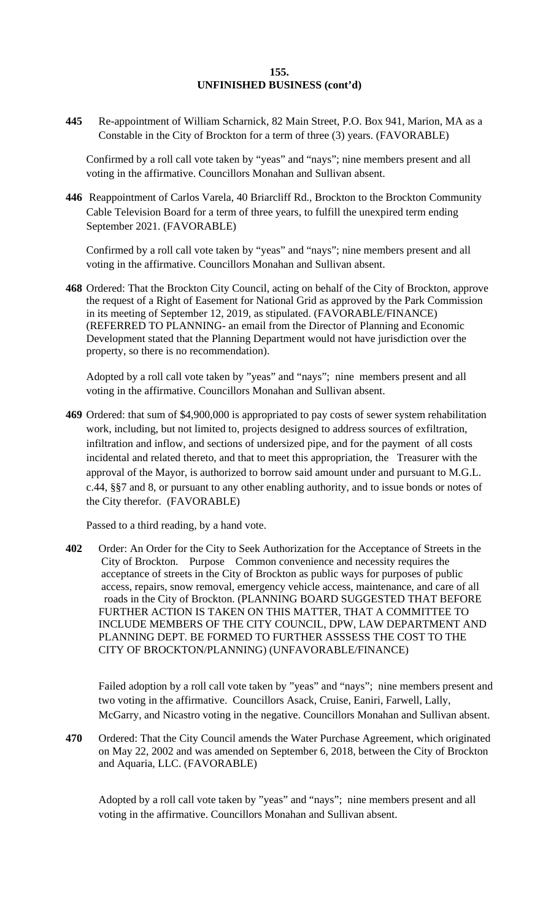## UNFINISHED BUSINESS (cont'd)

**445** Re-appointment of William Scharnick, 82 Main Street, P.O. Box 941, Marion, MA as a Constable in the City of Brockton for a term of three (3) years. (FAVORABLE)

Confirmed by a roll call vote taken by "yeas" and "nays"; nine members present and all voting in the affirmative. Councillors Monahan and Sullivan absent.

**446** Reappointment of Carlos Varela, 40 Briarcliff Rd., Brockton to the Brockton Community Cable Television Board for a term of three years, to fulfill the unexpired term ending September 2021. (FAVORABLE)

Confirmed by a roll call vote taken by "yeas" and "nays"; nine members present and all voting in the affirmative. Councillors Monahan and Sullivan absent.

**468** Ordered: That the Brockton City Council, acting on behalf of the City of Brockton, approve the request of a Right of Easement for National Grid as approved by the Park Commission in its meeting of September 12, 2019, as stipulated. (FAVORABLE/FINANCE) (REFERRED TO PLANNING- an email from the Director of Planning and Economic Development stated that the Planning Department would not have jurisdiction over the property, so there is no recommendation).

Adopted by a roll call vote taken by "yeas" and "nays"; nine members present and all voting in the affirmative. Councillors Monahan and Sullivan absent.

**469** Ordered: that sum of $4,900,000 is appropriated to pay costs of sewer system rehabilitation work, including, but not limited to, projects designed to address sources of exfiltration, infiltration and inflow, and sections of undersized pipe, and for the payment of all costs incidental and related thereto, and that to meet this appropriation, the Treasurer with the approval of the Mayor, is authorized to borrow said amount under and pursuant to M.G.L. c.44, §§7 and 8, or pursuant to any other enabling authority, and to issue bonds or notes of the City therefor. (FAVORABLE)

Passed to a third reading, by a hand vote.

**402** Order: An Order for the City to Seek Authorization for the Acceptance of Streets in the City of Brockton. Purpose Common convenience and necessity requires the acceptance of streets in the City of Brockton as public ways for purposes of public access, repairs, snow removal, emergency vehicle access, maintenance, and care of all roads in the City of Brockton. (PLANNING BOARD SUGGESTED THAT BEFORE FURTHER ACTION IS TAKEN ON THIS MATTER, THAT A COMMITTEE TO INCLUDE MEMBERS OF THE CITY COUNCIL, DPW, LAW DEPARTMENT AND PLANNING DEPT. BE FORMED TO FURTHER ASSSESS THE COST TO THE CITY OF BROCKTON/PLANNING) (UNFAVORABLE/FINANCE)

Failed adoption by a roll call vote taken by "yeas" and "nays"; nine members present and two voting in the affirmative. Councillors Asack, Cruise, Eaniri, Farwell, Lally, McGarry, and Nicastro voting in the negative. Councillors Monahan and Sullivan absent.

**470** Ordered: That the City Council amends the Water Purchase Agreement, which originated on May 22, 2002 and was amended on September 6, 2018, between the City of Brockton and Aquaria, LLC. (FAVORABLE)

Adopted by a roll call vote taken by "yeas" and "nays"; nine members present and all voting in the affirmative. Councillors Monahan and Sullivan absent.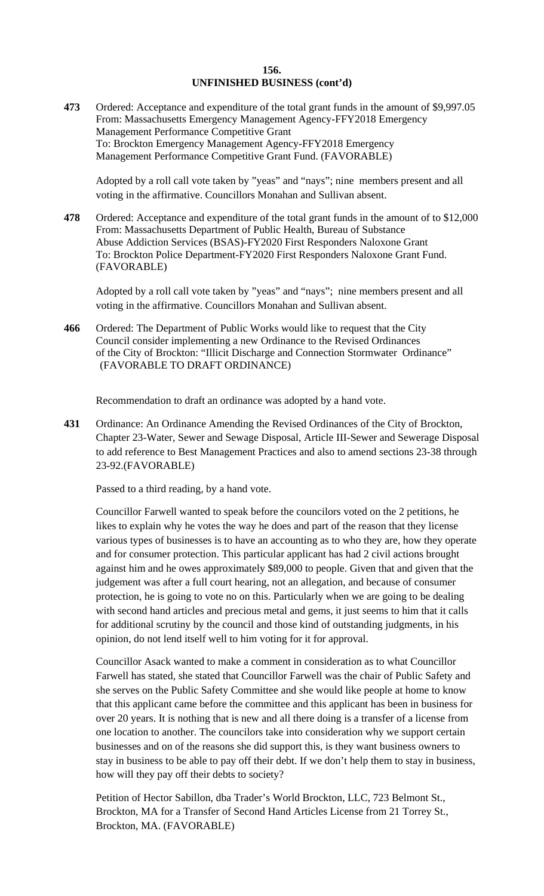## UNFINISHED BUSINESS (cont'd)

**473** Ordered: Acceptance and expenditure of the total grant funds in the amount of $9,997.05 From: Massachusetts Emergency Management Agency-FFY2018 Emergency Management Performance Competitive Grant
To: Brockton Emergency Management Agency-FFY2018 Emergency Management Performance Competitive Grant Fund. (FAVORABLE)

Adopted by a roll call vote taken by "yeas" and "nays"; nine members present and all voting in the affirmative. Councillors Monahan and Sullivan absent.

**478** Ordered: Acceptance and expenditure of the total grant funds in the amount of to $12,000 From: Massachusetts Department of Public Health, Bureau of Substance Abuse Addiction Services (BSAS)-FY2020 First Responders Naloxone Grant
To: Brockton Police Department-FY2020 First Responders Naloxone Grant Fund. (FAVORABLE)

Adopted by a roll call vote taken by "yeas" and "nays"; nine members present and all voting in the affirmative. Councillors Monahan and Sullivan absent.

**466** Ordered: The Department of Public Works would like to request that the City Council consider implementing a new Ordinance to the Revised Ordinances of the City of Brockton: "Illicit Discharge and Connection Stormwater Ordinance" (FAVORABLE TO DRAFT ORDINANCE)

Recommendation to draft an ordinance was adopted by a hand vote.

**431** Ordinance: An Ordinance Amending the Revised Ordinances of the City of Brockton, Chapter 23-Water, Sewer and Sewage Disposal, Article III-Sewer and Sewerage Disposal to add reference to Best Management Practices and also to amend sections 23-38 through 23-92.(FAVORABLE)

Passed to a third reading, by a hand vote.

Councillor Farwell wanted to speak before the councilors voted on the 2 petitions, he likes to explain why he votes the way he does and part of the reason that they license various types of businesses is to have an accounting as to who they are, how they operate and for consumer protection. This particular applicant has had 2 civil actions brought against him and he owes approximately $89,000 to people. Given that and given that the judgement was after a full court hearing, not an allegation, and because of consumer protection, he is going to vote no on this. Particularly when we are going to be dealing with second hand articles and precious metal and gems, it just seems to him that it calls for additional scrutiny by the council and those kind of outstanding judgments, in his opinion, do not lend itself well to him voting for it for approval.

Councillor Asack wanted to make a comment in consideration as to what Councillor Farwell has stated, she stated that Councillor Farwell was the chair of Public Safety and she serves on the Public Safety Committee and she would like people at home to know that this applicant came before the committee and this applicant has been in business for over 20 years. It is nothing that is new and all there doing is a transfer of a license from one location to another. The councilors take into consideration why we support certain businesses and on of the reasons she did support this, is they want business owners to stay in business to be able to pay off their debt. If we don't help them to stay in business, how will they pay off their debts to society?

Petition of Hector Sabillon, dba Trader's World Brockton, LLC, 723 Belmont St., Brockton, MA for a Transfer of Second Hand Articles License from 21 Torrey St., Brockton, MA. (FAVORABLE)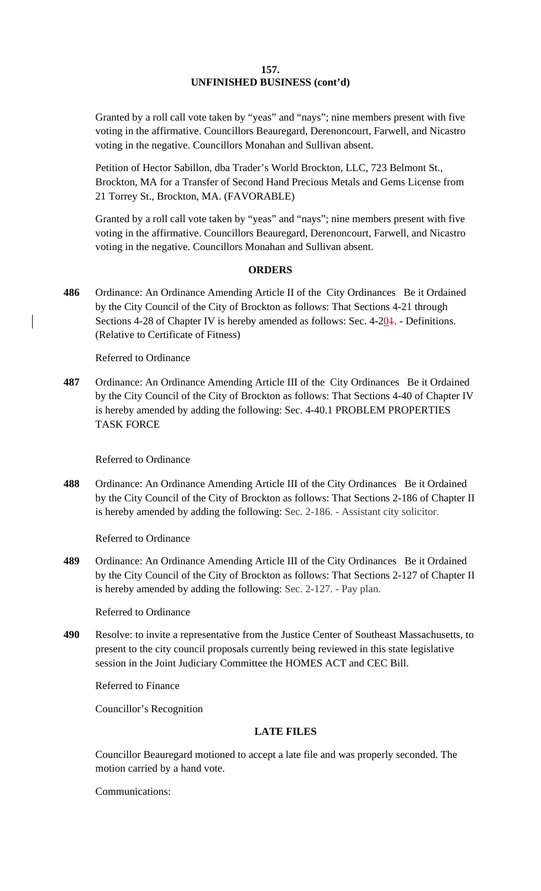## UNFINISHED BUSINESS (cont'd)

Granted by a roll call vote taken by "yeas" and "nays"; nine members present with five voting in the affirmative. Councillors Beauregard, Derenoncourt, Farwell, and Nicastro voting in the negative. Councillors Monahan and Sullivan absent.

Petition of Hector Sabillon, dba Trader's World Brockton, LLC, 723 Belmont St., Brockton, MA for a Transfer of Second Hand Precious Metals and Gems License from 21 Torrey St., Brockton, MA. (FAVORABLE)

Granted by a roll call vote taken by "yeas" and "nays"; nine members present with five voting in the affirmative. Councillors Beauregard, Derenoncourt, Farwell, and Nicastro voting in the negative. Councillors Monahan and Sullivan absent.

## ORDERS

**486** Ordinance: An Ordinance Amending Article II of the City Ordinances Be it Ordained by the City Council of the City of Brockton as follows: That Sections 4-21 through Sections 4-28 of Chapter IV is hereby amended as follows: Sec. 4-201. - Definitions. (Relative to Certificate of Fitness)

Referred to Ordinance

**487** Ordinance: An Ordinance Amending Article III of the City Ordinances Be it Ordained by the City Council of the City of Brockton as follows: That Sections 4-40 of Chapter IV is hereby amended by adding the following: Sec. 4-40.1 PROBLEM PROPERTIES TASK FORCE

Referred to Ordinance

**488** Ordinance: An Ordinance Amending Article III of the City Ordinances Be it Ordained by the City Council of the City of Brockton as follows: That Sections 2-186 of Chapter II is hereby amended by adding the following: Sec. 2-186. - Assistant city solicitor.

Referred to Ordinance

**489** Ordinance: An Ordinance Amending Article III of the City Ordinances Be it Ordained by the City Council of the City of Brockton as follows: That Sections 2-127 of Chapter II is hereby amended by adding the following: Sec. 2-127. - Pay plan.

Referred to Ordinance

**490** Resolve: to invite a representative from the Justice Center of Southeast Massachusetts, to present to the city council proposals currently being reviewed in this state legislative session in the Joint Judiciary Committee the HOMES ACT and CEC Bill.

Referred to Finance

Councillor's Recognition

## LATE FILES

Councillor Beauregard motioned to accept a late file and was properly seconded. The motion carried by a hand vote.

Communications: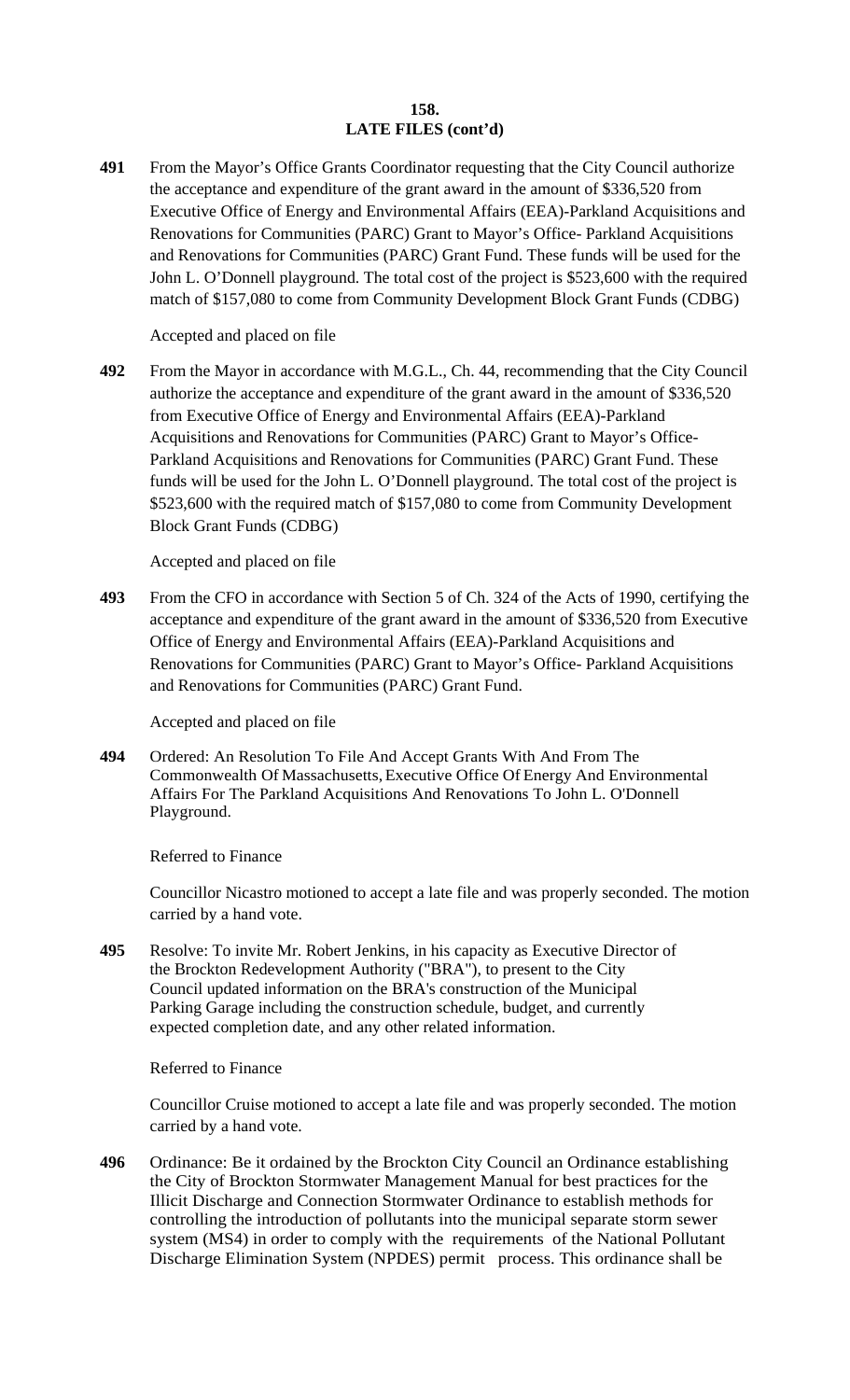**LATE FILES (cont'd)**

**491** From the Mayor's Office Grants Coordinator requesting that the City Council authorize the acceptance and expenditure of the grant award in the amount of $336,520 from Executive Office of Energy and Environmental Affairs (EEA)-Parkland Acquisitions and Renovations for Communities (PARC) Grant to Mayor's Office- Parkland Acquisitions and Renovations for Communities (PARC) Grant Fund. These funds will be used for the John L. O'Donnell playground. The total cost of the project is $523,600 with the required match of $157,080 to come from Community Development Block Grant Funds (CDBG)

Accepted and placed on file

**492** From the Mayor in accordance with M.G.L., Ch. 44, recommending that the City Council authorize the acceptance and expenditure of the grant award in the amount of $336,520 from Executive Office of Energy and Environmental Affairs (EEA)-Parkland Acquisitions and Renovations for Communities (PARC) Grant to Mayor's Office- Parkland Acquisitions and Renovations for Communities (PARC) Grant Fund. These funds will be used for the John L. O'Donnell playground. The total cost of the project is $523,600 with the required match of $157,080 to come from Community Development Block Grant Funds (CDBG)

Accepted and placed on file

**493** From the CFO in accordance with Section 5 of Ch. 324 of the Acts of 1990, certifying the acceptance and expenditure of the grant award in the amount of $336,520 from Executive Office of Energy and Environmental Affairs (EEA)-Parkland Acquisitions and Renovations for Communities (PARC) Grant to Mayor's Office- Parkland Acquisitions and Renovations for Communities (PARC) Grant Fund.

Accepted and placed on file

**494** Ordered: An Resolution To File And Accept Grants With And From The Commonwealth Of Massachusetts, Executive Office Of Energy And Environmental Affairs For The Parkland Acquisitions And Renovations To John L. O'Donnell Playground.

Referred to Finance

Councillor Nicastro motioned to accept a late file and was properly seconded. The motion carried by a hand vote.

**495** Resolve: To invite Mr. Robert Jenkins, in his capacity as Executive Director of the Brockton Redevelopment Authority ("BRA"), to present to the City Council updated information on the BRA's construction of the Municipal Parking Garage including the construction schedule, budget, and currently expected completion date, and any other related information.

Referred to Finance

Councillor Cruise motioned to accept a late file and was properly seconded. The motion carried by a hand vote.

**496** Ordinance: Be it ordained by the Brockton City Council an Ordinance establishing the City of Brockton Stormwater Management Manual for best practices for the Illicit Discharge and Connection Stormwater Ordinance to establish methods for controlling the introduction of pollutants into the municipal separate storm sewer system (MS4) in order to comply with the requirements of the National Pollutant Discharge Elimination System (NPDES) permit process. This ordinance shall be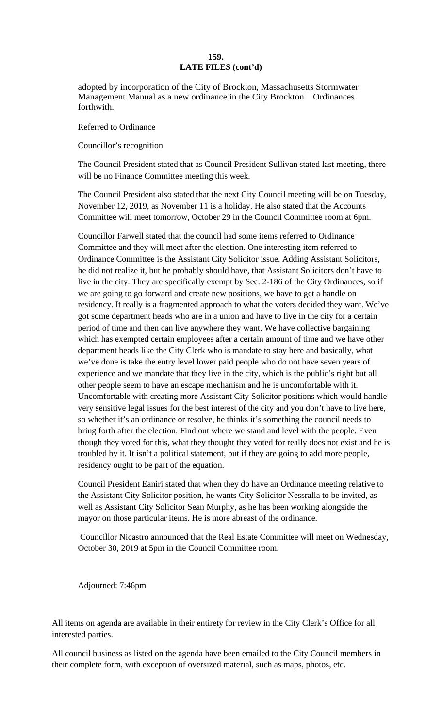**LATE FILES (cont'd)**

adopted by incorporation of the City of Brockton, Massachusetts Stormwater Management Manual as a new ordinance in the City Brockton Ordinances forthwith.

Referred to Ordinance

Councillor's recognition

The Council President stated that as Council President Sullivan stated last meeting, there will be no Finance Committee meeting this week.

The Council President also stated that the next City Council meeting will be on Tuesday, November 12, 2019, as November 11 is a holiday. He also stated that the Accounts Committee will meet tomorrow, October 29 in the Council Committee room at 6pm.

Councillor Farwell stated that the council had some items referred to Ordinance Committee and they will meet after the election. One interesting item referred to Ordinance Committee is the Assistant City Solicitor issue. Adding Assistant Solicitors, he did not realize it, but he probably should have, that Assistant Solicitors don't have to live in the city. They are specifically exempt by Sec. 2-186 of the City Ordinances, so if we are going to go forward and create new positions, we have to get a handle on residency. It really is a fragmented approach to what the voters decided they want. We've got some department heads who are in a union and have to live in the city for a certain period of time and then can live anywhere they want. We have collective bargaining which has exempted certain employees after a certain amount of time and we have other department heads like the City Clerk who is mandate to stay here and basically, what we've done is take the entry level lower paid people who do not have seven years of experience and we mandate that they live in the city, which is the public's right but all other people seem to have an escape mechanism and he is uncomfortable with it. Uncomfortable with creating more Assistant City Solicitor positions which would handle very sensitive legal issues for the best interest of the city and you don't have to live here, so whether it's an ordinance or resolve, he thinks it's something the council needs to bring forth after the election. Find out where we stand and level with the people. Even though they voted for this, what they thought they voted for really does not exist and he is troubled by it. It isn't a political statement, but if they are going to add more people, residency ought to be part of the equation.

Council President Eaniri stated that when they do have an Ordinance meeting relative to the Assistant City Solicitor position, he wants City Solicitor Nessralla to be invited, as well as Assistant City Solicitor Sean Murphy, as he has been working alongside the mayor on those particular items. He is more abreast of the ordinance.

Councillor Nicastro announced that the Real Estate Committee will meet on Wednesday, October 30, 2019 at 5pm in the Council Committee room.

Adjourned: 7:46pm

All items on agenda are available in their entirety for review in the City Clerk's Office for all interested parties.

All council business as listed on the agenda have been emailed to the City Council members in their complete form, with exception of oversized material, such as maps, photos, etc.